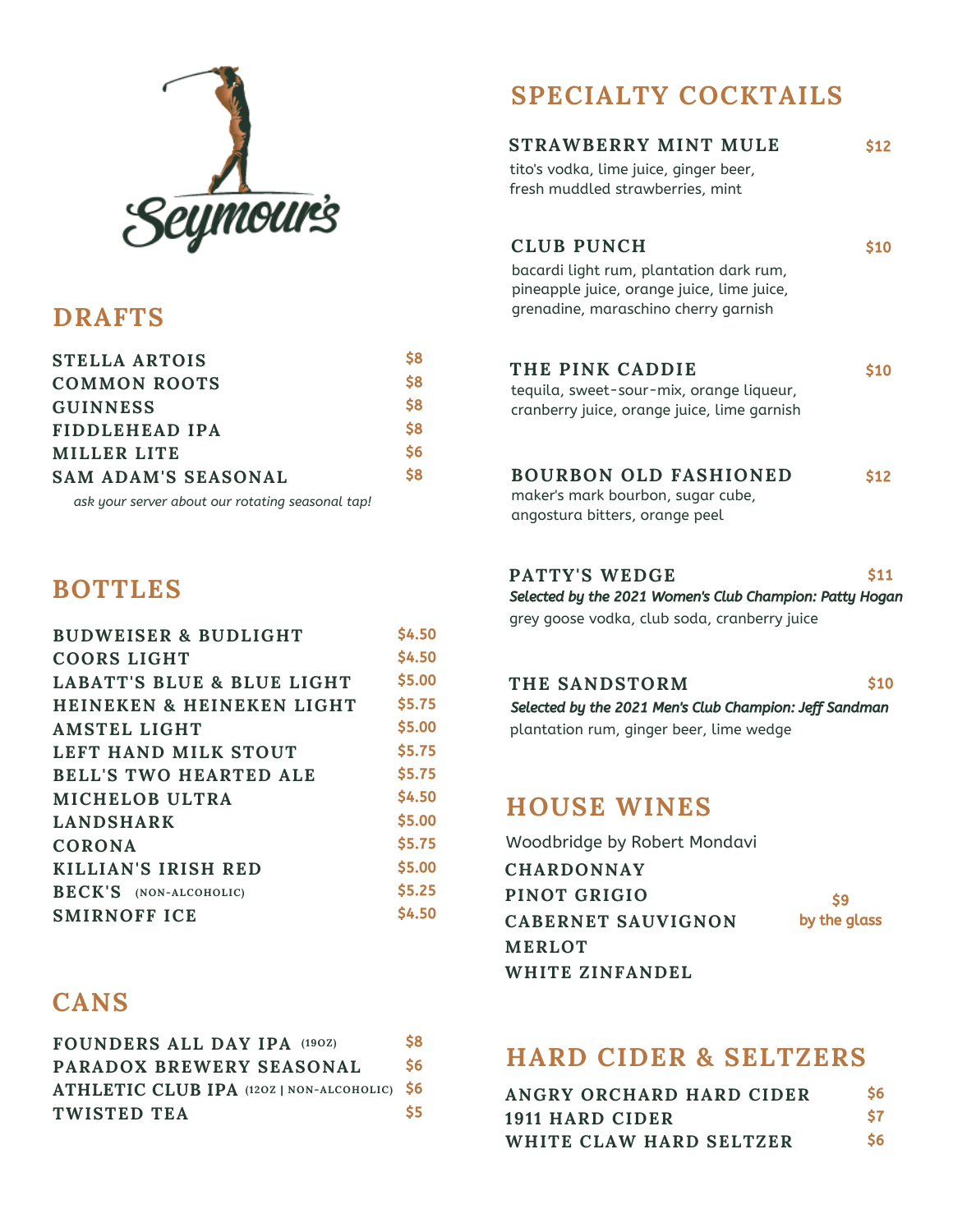# Seymour's

## DRAFTS

| | |
|---|---|
| STELLA ARTOIS | $8 |
| COMMON ROOTS | $8 |
| GUINNESS | $8 |
| FIDDLEHEAD IPA | $8 |
| MILLER LITE | $6 |
| SAM ADAM'S SEASONAL | $8 |

*ask your server about our rotating seasonal tap!*

## BOTTLES

| | |
|---|---|
| BUDWEISER & BUDLIGHT | $4.50 |
| COORS LIGHT | $4.50 |
| LABATT'S BLUE & BLUE LIGHT | $5.00 |
| HEINEKEN & HEINEKEN LIGHT | $5.75 |
| AMSTEL LIGHT | $5.00 |
| LEFT HAND MILK STOUT | $5.75 |
| BELL'S TWO HEARTED ALE | $5.75 |
| MICHELOB ULTRA | $4.50 |
| LANDSHARK | $5.00 |
| CORONA | $5.75 |
| KILLIAN'S IRISH RED | $5.00 |
| BECK'S (NON-ALCOHOLIC) | $5.25 |
| SMIRNOFF ICE | $4.50 |

## CANS

| | |
|---|---|
| FOUNDERS ALL DAY IPA (19OZ) | $8 |
| PARADOX BREWERY SEASONAL | $6 |
| ATHLETIC CLUB IPA (12OZ \| NON-ALCOHOLIC) | $6 |
| TWISTED TEA | $5 |

## SPECIALTY COCKTAILS

**STRAWBERRY MINT MULE** — $12
tito's vodka, lime juice, ginger beer, fresh muddled strawberries, mint

**CLUB PUNCH** — $10
bacardi light rum, plantation dark rum, pineapple juice, orange juice, lime juice, grenadine, maraschino cherry garnish

**THE PINK CADDIE** — $10
tequila, sweet-sour-mix, orange liqueur, cranberry juice, orange juice, lime garnish

**BOURBON OLD FASHIONED** — $12
maker's mark bourbon, sugar cube, angostura bitters, orange peel

**PATTY'S WEDGE** — $11
***Selected by the 2021 Women's Club Champion: Patty Hogan***
grey goose vodka, club soda, cranberry juice

**THE SANDSTORM** — $10
***Selected by the 2021 Men's Club Champion: Jeff Sandman***
plantation rum, ginger beer, lime wedge

## HOUSE WINES

Woodbridge by Robert Mondavi

- CHARDONNAY
- PINOT GRIGIO
- CABERNET SAUVIGNON
- MERLOT
- WHITE ZINFANDEL

**$9 by the glass**

## HARD CIDER & SELTZERS

| | |
|---|---|
| ANGRY ORCHARD HARD CIDER | $6 |
| 1911 HARD CIDER | $7 |
| WHITE CLAW HARD SELTZER | $6 |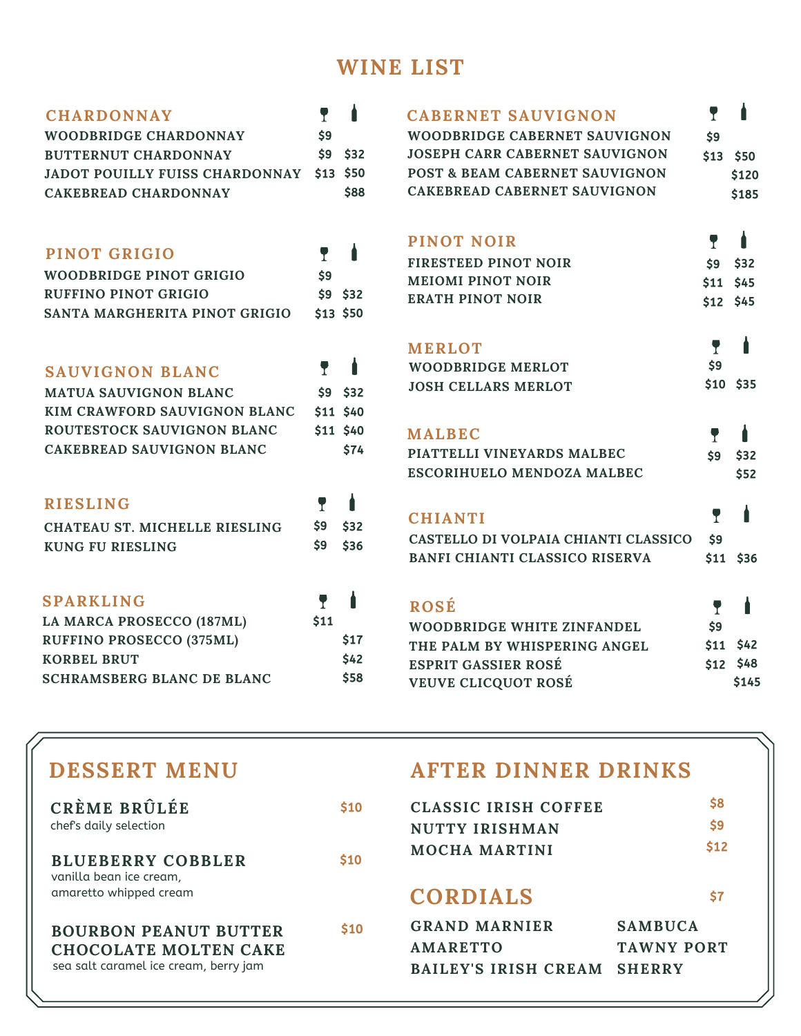# WINE LIST

## CHARDONNAY

| | Glass | Bottle |
|---|---|---|
| WOODBRIDGE CHARDONNAY | $9 | |
| BUTTERNUT CHARDONNAY | $9 | $32 |
| JADOT POUILLY FUISS CHARDONNAY | $13 | $50 |
| CAKEBREAD CHARDONNAY | | $88 |

## PINOT GRIGIO

| | Glass | Bottle |
|---|---|---|
| WOODBRIDGE PINOT GRIGIO | $9 | |
| RUFFINO PINOT GRIGIO | $9 | $32 |
| SANTA MARGHERITA PINOT GRIGIO | $13 | $50 |

## SAUVIGNON BLANC

| | Glass | Bottle |
|---|---|---|
| MATUA SAUVIGNON BLANC | $9 | $32 |
| KIM CRAWFORD SAUVIGNON BLANC | $11 | $40 |
| ROUTESTOCK SAUVIGNON BLANC | $11 | $40 |
| CAKEBREAD SAUVIGNON BLANC | | $74 |

## RIESLING

| | Glass | Bottle |
|---|---|---|
| CHATEAU ST. MICHELLE RIESLING | $9 | $32 |
| KUNG FU RIESLING | $9 | $36 |

## SPARKLING

| | Glass | Bottle |
|---|---|---|
| LA MARCA PROSECCO (187ML) | $11 | |
| RUFFINO PROSECCO (375ML) | | $17 |
| KORBEL BRUT | | $42 |
| SCHRAMSBERG BLANC DE BLANC | | $58 |

## CABERNET SAUVIGNON

| | Glass | Bottle |
|---|---|---|
| WOODBRIDGE CABERNET SAUVIGNON | $9 | |
| JOSEPH CARR CABERNET SAUVIGNON | $13 | $50 |
| POST & BEAM CABERNET SAUVIGNON | | $120 |
| CAKEBREAD CABERNET SAUVIGNON | | $185 |

## PINOT NOIR

| | Glass | Bottle |
|---|---|---|
| FIRESTEED PINOT NOIR | $9 | $32 |
| MEIOMI PINOT NOIR | $11 | $45 |
| ERATH PINOT NOIR | $12 | $45 |

## MERLOT

| | Glass | Bottle |
|---|---|---|
| WOODBRIDGE MERLOT | $9 | |
| JOSH CELLARS MERLOT | $10 | $35 |

## MALBEC

| | Glass | Bottle |
|---|---|---|
| PIATTELLI VINEYARDS MALBEC | $9 | $32 |
| ESCORIHUELO MENDOZA MALBEC | | $52 |

## CHIANTI

| | Glass | Bottle |
|---|---|---|
| CASTELLO DI VOLPAIA CHIANTI CLASSICO | $9 | |
| BANFI CHIANTI CLASSICO RISERVA | $11 | $36 |

## ROSÉ

| | Glass | Bottle |
|---|---|---|
| WOODBRIDGE WHITE ZINFANDEL | $9 | |
| THE PALM BY WHISPERING ANGEL | $11 | $42 |
| ESPRIT GASSIER ROSÉ | $12 | $48 |
| VEUVE CLICQUOT ROSÉ | | $145 |

## DESSERT MENU

**CRÈME BRÛLÉE** — $10
chef's daily selection

**BLUEBERRY COBBLER** — $10
vanilla bean ice cream,
amaretto whipped cream

**BOURBON PEANUT BUTTER CHOCOLATE MOLTEN CAKE** — $10
sea salt caramel ice cream, berry jam

## AFTER DINNER DRINKS

- CLASSIC IRISH COFFEE — $8
- NUTTY IRISHMAN — $9
- MOCHA MARTINI — $12

## CORDIALS — $7

- GRAND MARNIER
- AMARETTO
- BAILEY'S IRISH CREAM
- SAMBUCA
- TAWNY PORT
- SHERRY